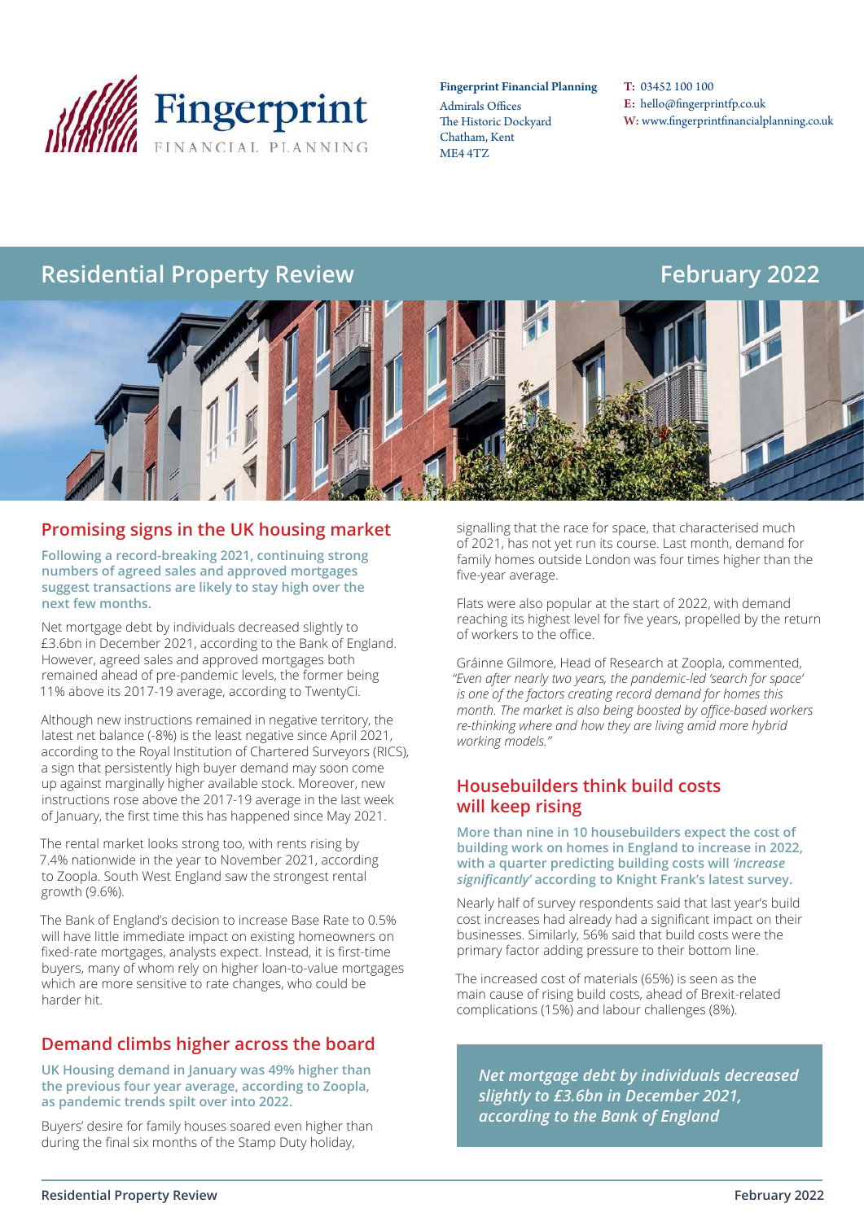**Fingerprint Financial Planning**
Admirals Offices
The Historic Dockyard
Chatham, Kent
ME4 4TZ

**T:** 03452 100 100
**E:** hello@fingerprintfp.co.uk
**W:** www.fingerprintfinancialplanning.co.uk

# Residential Property Review — February 2022

## Promising signs in the UK housing market

**Following a record-breaking 2021, continuing strong numbers of agreed sales and approved mortgages suggest transactions are likely to stay high over the next few months.**

Net mortgage debt by individuals decreased slightly to £3.6bn in December 2021, according to the Bank of England. However, agreed sales and approved mortgages both remained ahead of pre-pandemic levels, the former being 11% above its 2017-19 average, according to TwentyCi.

Although new instructions remained in negative territory, the latest net balance (-8%) is the least negative since April 2021, according to the Royal Institution of Chartered Surveyors (RICS), a sign that persistently high buyer demand may soon come up against marginally higher available stock. Moreover, new instructions rose above the 2017-19 average in the last week of January, the first time this has happened since May 2021.

The rental market looks strong too, with rents rising by 7.4% nationwide in the year to November 2021, according to Zoopla. South West England saw the strongest rental growth (9.6%).

The Bank of England's decision to increase Base Rate to 0.5% will have little immediate impact on existing homeowners on fixed-rate mortgages, analysts expect. Instead, it is first-time buyers, many of whom rely on higher loan-to-value mortgages which are more sensitive to rate changes, who could be harder hit.

## Demand climbs higher across the board

**UK Housing demand in January was 49% higher than the previous four year average, according to Zoopla, as pandemic trends spilt over into 2022.**

Buyers' desire for family houses soared even higher than during the final six months of the Stamp Duty holiday, signalling that the race for space, that characterised much of 2021, has not yet run its course. Last month, demand for family homes outside London was four times higher than the five-year average.

Flats were also popular at the start of 2022, with demand reaching its highest level for five years, propelled by the return of workers to the office.

Gráinne Gilmore, Head of Research at Zoopla, commented, *"Even after nearly two years, the pandemic-led 'search for space' is one of the factors creating record demand for homes this month. The market is also being boosted by office-based workers re-thinking where and how they are living amid more hybrid working models."*

## Housebuilders think build costs will keep rising

**More than nine in 10 housebuilders expect the cost of building work on homes in England to increase in 2022, with a quarter predicting building costs will *'increase significantly'* according to Knight Frank's latest survey.**

Nearly half of survey respondents said that last year's build cost increases had already had a significant impact on their businesses. Similarly, 56% said that build costs were the primary factor adding pressure to their bottom line.

The increased cost of materials (65%) is seen as the main cause of rising build costs, ahead of Brexit-related complications (15%) and labour challenges (8%).

> ***Net mortgage debt by individuals decreased slightly to £3.6bn in December 2021, according to the Bank of England***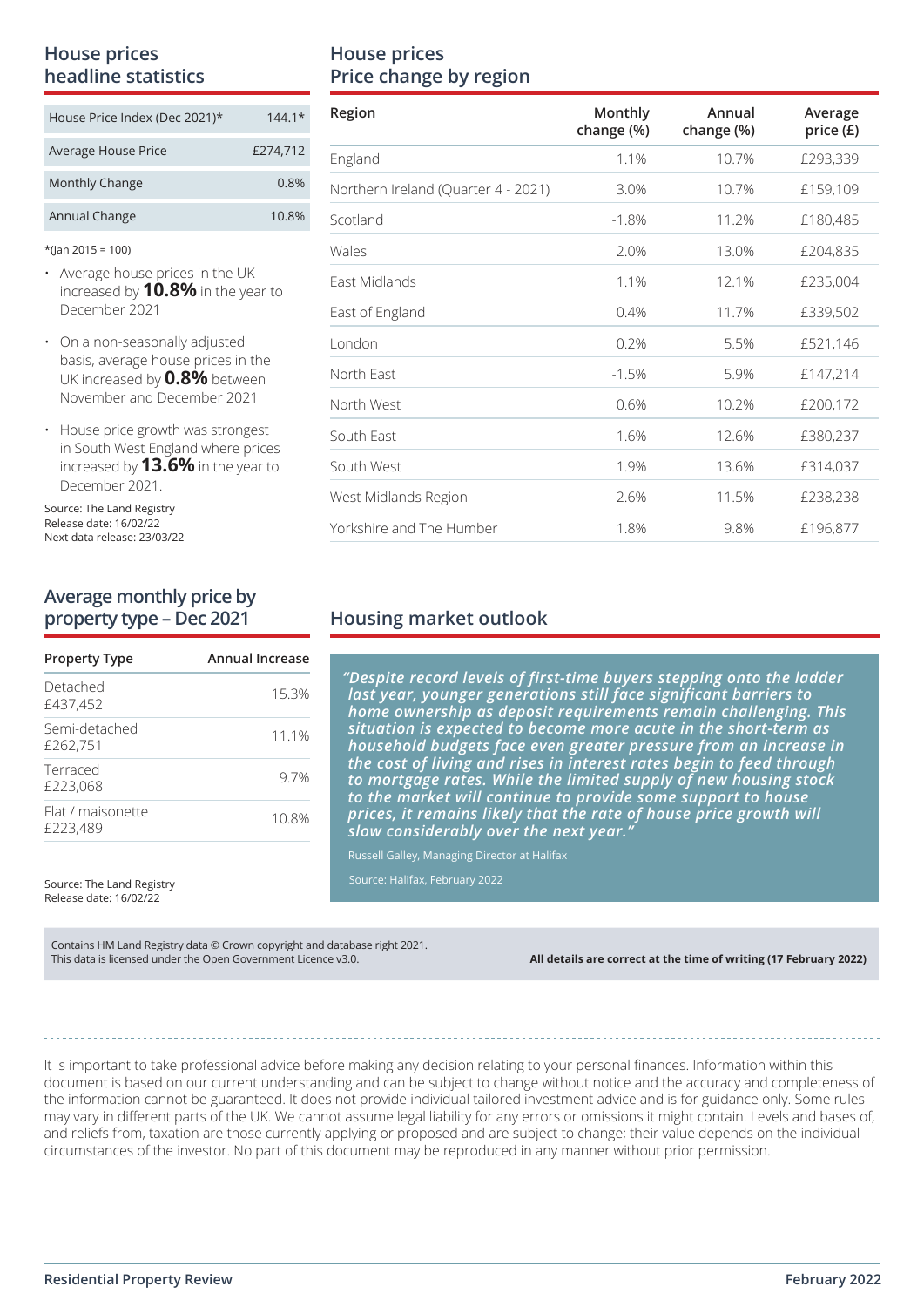## House prices headline statistics

| | |
|---|---|
| House Price Index (Dec 2021)* | 144.1* |
| Average House Price | £274,712 |
| Monthly Change | 0.8% |
| Annual Change | 10.8% |

*(Jan 2015 = 100)

- Average house prices in the UK increased by **10.8%** in the year to December 2021
- On a non-seasonally adjusted basis, average house prices in the UK increased by **0.8%** between November and December 2021
- House price growth was strongest in South West England where prices increased by **13.6%** in the year to December 2021.

Source: The Land Registry
Release date: 16/02/22
Next data release: 23/03/22

## House prices Price change by region

| Region | Monthly change (%) | Annual change (%) | Average price (£) |
|---|---|---|---|
| England | 1.1% | 10.7% | £293,339 |
| Northern Ireland (Quarter 4 - 2021) | 3.0% | 10.7% | £159,109 |
| Scotland | -1.8% | 11.2% | £180,485 |
| Wales | 2.0% | 13.0% | £204,835 |
| East Midlands | 1.1% | 12.1% | £235,004 |
| East of England | 0.4% | 11.7% | £339,502 |
| London | 0.2% | 5.5% | £521,146 |
| North East | -1.5% | 5.9% | £147,214 |
| North West | 0.6% | 10.2% | £200,172 |
| South East | 1.6% | 12.6% | £380,237 |
| South West | 1.9% | 13.6% | £314,037 |
| West Midlands Region | 2.6% | 11.5% | £238,238 |
| Yorkshire and The Humber | 1.8% | 9.8% | £196,877 |

## Average monthly price by property type – Dec 2021

| Property Type | Annual Increase |
|---|---|
| Detached £437,452 | 15.3% |
| Semi-detached £262,751 | 11.1% |
| Terraced £223,068 | 9.7% |
| Flat / maisonette £223,489 | 10.8% |

Source: The Land Registry
Release date: 16/02/22

## Housing market outlook

*"Despite record levels of first-time buyers stepping onto the ladder last year, younger generations still face significant barriers to home ownership as deposit requirements remain challenging. This situation is expected to become more acute in the short-term as household budgets face even greater pressure from an increase in the cost of living and rises in interest rates begin to feed through to mortgage rates. While the limited supply of new housing stock to the market will continue to provide some support to house prices, it remains likely that the rate of house price growth will slow considerably over the next year."*

Russell Galley, Managing Director at Halifax

Source: Halifax, February 2022

Contains HM Land Registry data © Crown copyright and database right 2021.
This data is licensed under the Open Government Licence v3.0.

**All details are correct at the time of writing (17 February 2022)**

It is important to take professional advice before making any decision relating to your personal finances. Information within this document is based on our current understanding and can be subject to change without notice and the accuracy and completeness of the information cannot be guaranteed. It does not provide individual tailored investment advice and is for guidance only. Some rules may vary in different parts of the UK. We cannot assume legal liability for any errors or omissions it might contain. Levels and bases of, and reliefs from, taxation are those currently applying or proposed and are subject to change; their value depends on the individual circumstances of the investor. No part of this document may be reproduced in any manner without prior permission.